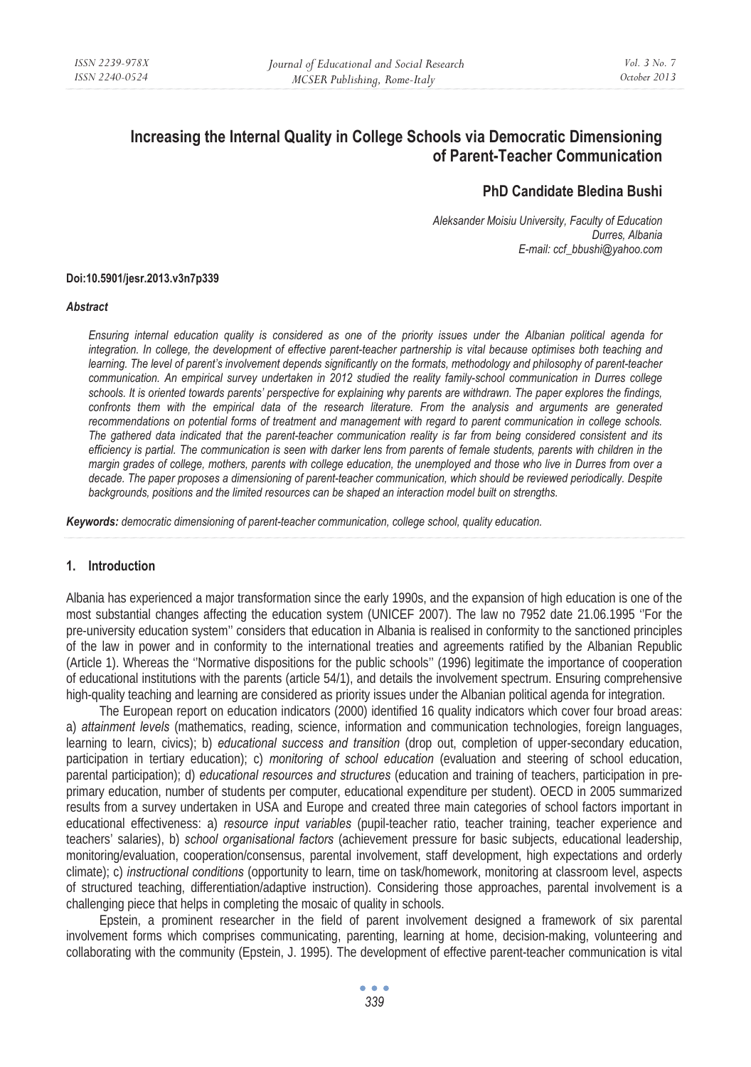# Increasing the Internal Quality in College Schools via Democratic Dimensioning of Parent-Teacher Communication

**PhD Candidate Bledina Bushi**

*Aleksander Moisiu University, Faculty of Education*
*Durres, Albania*
*E-mail: ccf_bbushi@yahoo.com*

**Doi:10.5901/jesr.2013.v3n7p339**

***Abstract***

*Ensuring internal education quality is considered as one of the priority issues under the Albanian political agenda for integration. In college, the development of effective parent-teacher partnership is vital because optimises both teaching and learning. The level of parent's involvement depends significantly on the formats, methodology and philosophy of parent-teacher communication. An empirical survey undertaken in 2012 studied the reality family-school communication in Durres college schools. It is oriented towards parents' perspective for explaining why parents are withdrawn. The paper explores the findings, confronts them with the empirical data of the research literature. From the analysis and arguments are generated recommendations on potential forms of treatment and management with regard to parent communication in college schools. The gathered data indicated that the parent-teacher communication reality is far from being considered consistent and its efficiency is partial. The communication is seen with darker lens from parents of female students, parents with children in the margin grades of college, mothers, parents with college education, the unemployed and those who live in Durres from over a decade. The paper proposes a dimensioning of parent-teacher communication, which should be reviewed periodically. Despite backgrounds, positions and the limited resources can be shaped an interaction model built on strengths.*

***Keywords:*** *democratic dimensioning of parent-teacher communication, college school, quality education.*

## 1. Introduction

Albania has experienced a major transformation since the early 1990s, and the expansion of high education is one of the most substantial changes affecting the education system (UNICEF 2007). The law no 7952 date 21.06.1995 ''For the pre-university education system'' considers that education in Albania is realised in conformity to the sanctioned principles of the law in power and in conformity to the international treaties and agreements ratified by the Albanian Republic (Article 1). Whereas the ''Normative dispositions for the public schools'' (1996) legitimate the importance of cooperation of educational institutions with the parents (article 54/1), and details the involvement spectrum. Ensuring comprehensive high-quality teaching and learning are considered as priority issues under the Albanian political agenda for integration.

The European report on education indicators (2000) identified 16 quality indicators which cover four broad areas: a) *attainment levels* (mathematics, reading, science, information and communication technologies, foreign languages, learning to learn, civics); b) *educational success and transition* (drop out, completion of upper-secondary education, participation in tertiary education); c) *monitoring of school education* (evaluation and steering of school education, parental participation); d) *educational resources and structures* (education and training of teachers, participation in pre-primary education, number of students per computer, educational expenditure per student). OECD in 2005 summarized results from a survey undertaken in USA and Europe and created three main categories of school factors important in educational effectiveness: a) *resource input variables* (pupil-teacher ratio, teacher training, teacher experience and teachers' salaries), b) *school organisational factors* (achievement pressure for basic subjects, educational leadership, monitoring/evaluation, cooperation/consensus, parental involvement, staff development, high expectations and orderly climate); c) *instructional conditions* (opportunity to learn, time on task/homework, monitoring at classroom level, aspects of structured teaching, differentiation/adaptive instruction). Considering those approaches, parental involvement is a challenging piece that helps in completing the mosaic of quality in schools.

Epstein, a prominent researcher in the field of parent involvement designed a framework of six parental involvement forms which comprises communicating, parenting, learning at home, decision-making, volunteering and collaborating with the community (Epstein, J. 1995). The development of effective parent-teacher communication is vital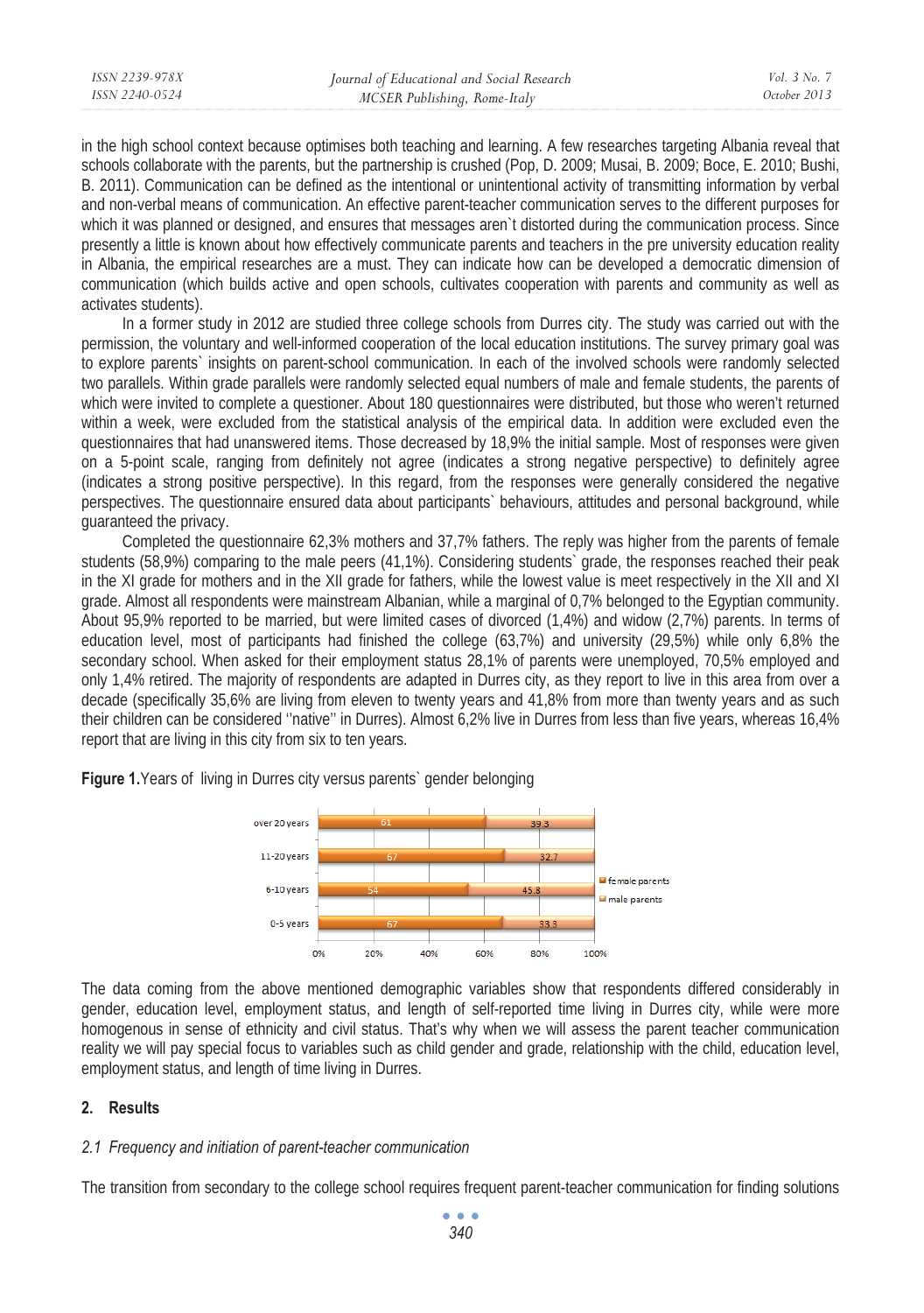in the high school context because optimises both teaching and learning. A few researches targeting Albania reveal that schools collaborate with the parents, but the partnership is crushed (Pop, D. 2009; Musai, B. 2009; Boce, E. 2010; Bushi, B. 2011). Communication can be defined as the intentional or unintentional activity of transmitting information by verbal and non-verbal means of communication. An effective parent-teacher communication serves to the different purposes for which it was planned or designed, and ensures that messages aren`t distorted during the communication process. Since presently a little is known about how effectively communicate parents and teachers in the pre university education reality in Albania, the empirical researches are a must. They can indicate how can be developed a democratic dimension of communication (which builds active and open schools, cultivates cooperation with parents and community as well as activates students).

In a former study in 2012 are studied three college schools from Durres city. The study was carried out with the permission, the voluntary and well-informed cooperation of the local education institutions. The survey primary goal was to explore parents` insights on parent-school communication. In each of the involved schools were randomly selected two parallels. Within grade parallels were randomly selected equal numbers of male and female students, the parents of which were invited to complete a questioner. About 180 questionnaires were distributed, but those who weren't returned within a week, were excluded from the statistical analysis of the empirical data. In addition were excluded even the questionnaires that had unanswered items. Those decreased by 18,9% the initial sample. Most of responses were given on a 5-point scale, ranging from definitely not agree (indicates a strong negative perspective) to definitely agree (indicates a strong positive perspective). In this regard, from the responses were generally considered the negative perspectives. The questionnaire ensured data about participants` behaviours, attitudes and personal background, while guaranteed the privacy.

Completed the questionnaire 62,3% mothers and 37,7% fathers. The reply was higher from the parents of female students (58,9%) comparing to the male peers (41,1%). Considering students` grade, the responses reached their peak in the XI grade for mothers and in the XII grade for fathers, while the lowest value is meet respectively in the XII and XI grade. Almost all respondents were mainstream Albanian, while a marginal of 0,7% belonged to the Egyptian community. About 95,9% reported to be married, but were limited cases of divorced (1,4%) and widow (2,7%) parents. In terms of education level, most of participants had finished the college (63,7%) and university (29,5%) while only 6,8% the secondary school. When asked for their employment status 28,1% of parents were unemployed, 70,5% employed and only 1,4% retired. The majority of respondents are adapted in Durres city, as they report to live in this area from over a decade (specifically 35,6% are living from eleven to twenty years and 41,8% from more than twenty years and as such their children can be considered ''native'' in Durres). Almost 6,2% live in Durres from less than five years, whereas 16,4% report that are living in this city from six to ten years.

**Figure 1.**Years of living in Durres city versus parents` gender belonging

| | female parents | male parents |
|---|---|---|
| over 20 years | 61 | 39.3 |
| 11-20 years | 67 | 32.7 |
| 6-10 years | 54 | 45.8 |
| 0-5 years | 67 | 33.3 |

The data coming from the above mentioned demographic variables show that respondents differed considerably in gender, education level, employment status, and length of self-reported time living in Durres city, while were more homogenous in sense of ethnicity and civil status. That's why when we will assess the parent teacher communication reality we will pay special focus to variables such as child gender and grade, relationship with the child, education level, employment status, and length of time living in Durres.

## 2. Results

### *2.1 Frequency and initiation of parent-teacher communication*

The transition from secondary to the college school requires frequent parent-teacher communication for finding solutions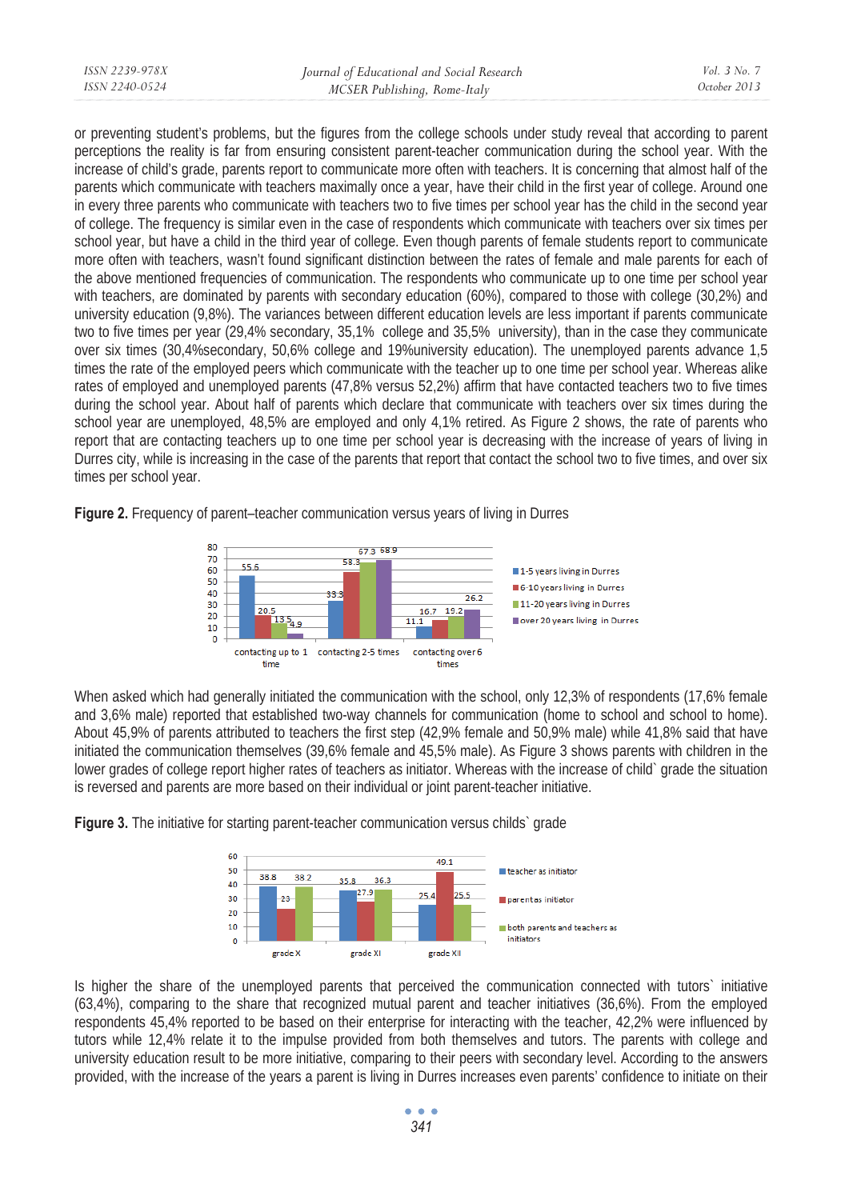or preventing student's problems, but the figures from the college schools under study reveal that according to parent perceptions the reality is far from ensuring consistent parent-teacher communication during the school year. With the increase of child's grade, parents report to communicate more often with teachers. It is concerning that almost half of the parents which communicate with teachers maximally once a year, have their child in the first year of college. Around one in every three parents who communicate with teachers two to five times per school year has the child in the second year of college. The frequency is similar even in the case of respondents which communicate with teachers over six times per school year, but have a child in the third year of college. Even though parents of female students report to communicate more often with teachers, wasn't found significant distinction between the rates of female and male parents for each of the above mentioned frequencies of communication. The respondents who communicate up to one time per school year with teachers, are dominated by parents with secondary education (60%), compared to those with college (30,2%) and university education (9,8%). The variances between different education levels are less important if parents communicate two to five times per year (29,4% secondary, 35,1% college and 35,5% university), than in the case they communicate over six times (30,4%secondary, 50,6% college and 19%university education). The unemployed parents advance 1,5 times the rate of the employed peers which communicate with the teacher up to one time per school year. Whereas alike rates of employed and unemployed parents (47,8% versus 52,2%) affirm that have contacted teachers two to five times during the school year. About half of parents which declare that communicate with teachers over six times during the school year are unemployed, 48,5% are employed and only 4,1% retired. As Figure 2 shows, the rate of parents who report that are contacting teachers up to one time per school year is decreasing with the increase of years of living in Durres city, while is increasing in the case of the parents that report that contact the school two to five times, and over six times per school year.

**Figure 2.** Frequency of parent–teacher communication versus years of living in Durres

| | 1-5 years living in Durres | 6-10 years living in Durres | 11-20 years living in Durres | over 20 years living in Durres |
|---|---|---|---|---|
| contacting up to 1 time | 55.6 | 20.5 | 13.5 | 4.9 |
| contacting 2-5 times | 33.3 | 58.3 | 67.3 | 68.9 |
| contacting over 6 times | 11.1 | 16.7 | 19.2 | 26.2 |

When asked which had generally initiated the communication with the school, only 12,3% of respondents (17,6% female and 3,6% male) reported that established two-way channels for communication (home to school and school to home). About 45,9% of parents attributed to teachers the first step (42,9% female and 50,9% male) while 41,8% said that have initiated the communication themselves (39,6% female and 45,5% male). As Figure 3 shows parents with children in the lower grades of college report higher rates of teachers as initiator. Whereas with the increase of child` grade the situation is reversed and parents are more based on their individual or joint parent-teacher initiative.

**Figure 3.** The initiative for starting parent-teacher communication versus childs` grade

| | teacher as initiator | parent as initiator | both parents and teachers as initiators |
|---|---|---|---|
| grade X | 38.8 | 23 | 38.2 |
| grade XI | 35.8 | 27.9 | 36.3 |
| grade XII | 25.4 | 49.1 | 25.5 |

Is higher the share of the unemployed parents that perceived the communication connected with tutors` initiative (63,4%), comparing to the share that recognized mutual parent and teacher initiatives (36,6%). From the employed respondents 45,4% reported to be based on their enterprise for interacting with the teacher, 42,2% were influenced by tutors while 12,4% relate it to the impulse provided from both themselves and tutors. The parents with college and university education result to be more initiative, comparing to their peers with secondary level. According to the answers provided, with the increase of the years a parent is living in Durres increases even parents' confidence to initiate on their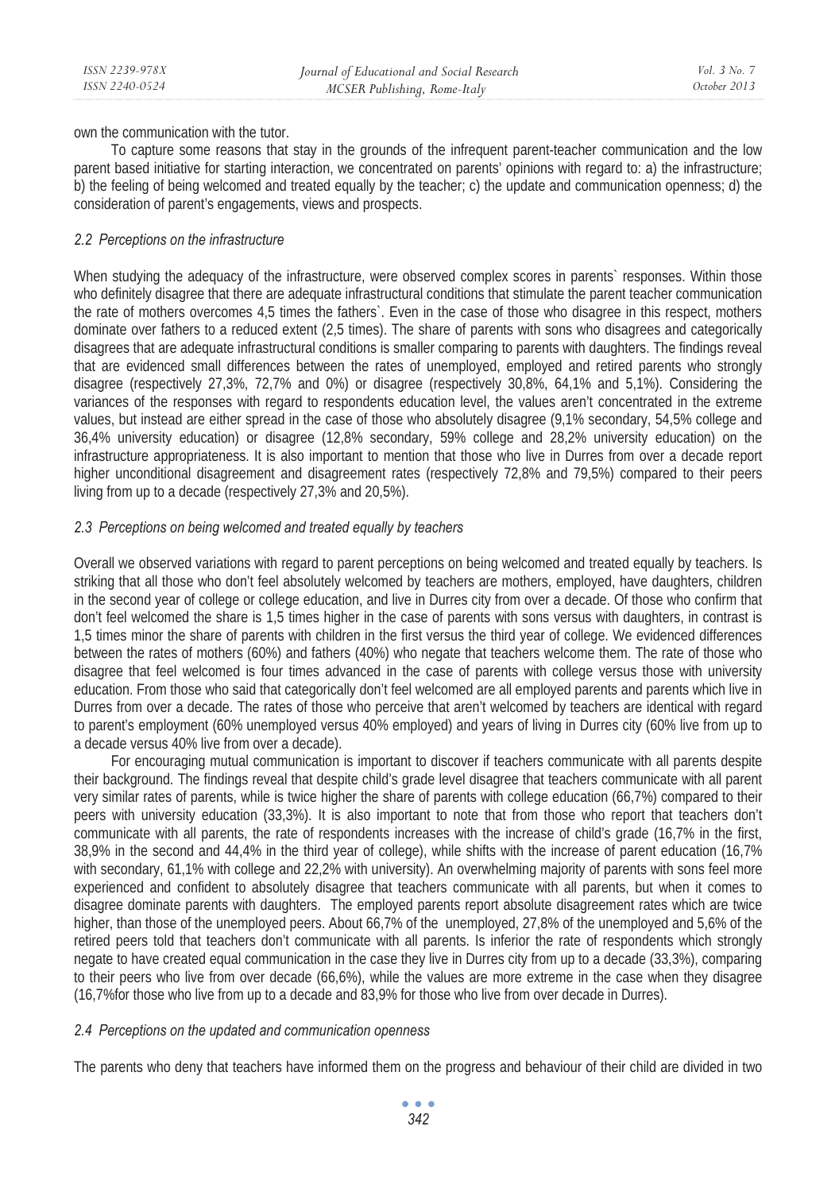own the communication with the tutor.

To capture some reasons that stay in the grounds of the infrequent parent-teacher communication and the low parent based initiative for starting interaction, we concentrated on parents' opinions with regard to: a) the infrastructure; b) the feeling of being welcomed and treated equally by the teacher; c) the update and communication openness; d) the consideration of parent's engagements, views and prospects.

### *2.2 Perceptions on the infrastructure*

When studying the adequacy of the infrastructure, were observed complex scores in parents` responses. Within those who definitely disagree that there are adequate infrastructural conditions that stimulate the parent teacher communication the rate of mothers overcomes 4,5 times the fathers`. Even in the case of those who disagree in this respect, mothers dominate over fathers to a reduced extent (2,5 times). The share of parents with sons who disagrees and categorically disagrees that are adequate infrastructural conditions is smaller comparing to parents with daughters. The findings reveal that are evidenced small differences between the rates of unemployed, employed and retired parents who strongly disagree (respectively 27,3%, 72,7% and 0%) or disagree (respectively 30,8%, 64,1% and 5,1%). Considering the variances of the responses with regard to respondents education level, the values aren't concentrated in the extreme values, but instead are either spread in the case of those who absolutely disagree (9,1% secondary, 54,5% college and 36,4% university education) or disagree (12,8% secondary, 59% college and 28,2% university education) on the infrastructure appropriateness. It is also important to mention that those who live in Durres from over a decade report higher unconditional disagreement and disagreement rates (respectively 72,8% and 79,5%) compared to their peers living from up to a decade (respectively 27,3% and 20,5%).

### *2.3 Perceptions on being welcomed and treated equally by teachers*

Overall we observed variations with regard to parent perceptions on being welcomed and treated equally by teachers. Is striking that all those who don't feel absolutely welcomed by teachers are mothers, employed, have daughters, children in the second year of college or college education, and live in Durres city from over a decade. Of those who confirm that don't feel welcomed the share is 1,5 times higher in the case of parents with sons versus with daughters, in contrast is 1,5 times minor the share of parents with children in the first versus the third year of college. We evidenced differences between the rates of mothers (60%) and fathers (40%) who negate that teachers welcome them. The rate of those who disagree that feel welcomed is four times advanced in the case of parents with college versus those with university education. From those who said that categorically don't feel welcomed are all employed parents and parents which live in Durres from over a decade. The rates of those who perceive that aren't welcomed by teachers are identical with regard to parent's employment (60% unemployed versus 40% employed) and years of living in Durres city (60% live from up to a decade versus 40% live from over a decade).

For encouraging mutual communication is important to discover if teachers communicate with all parents despite their background. The findings reveal that despite child's grade level disagree that teachers communicate with all parent very similar rates of parents, while is twice higher the share of parents with college education (66,7%) compared to their peers with university education (33,3%). It is also important to note that from those who report that teachers don't communicate with all parents, the rate of respondents increases with the increase of child's grade (16,7% in the first, 38,9% in the second and 44,4% in the third year of college), while shifts with the increase of parent education (16,7% with secondary, 61,1% with college and 22,2% with university). An overwhelming majority of parents with sons feel more experienced and confident to absolutely disagree that teachers communicate with all parents, but when it comes to disagree dominate parents with daughters. The employed parents report absolute disagreement rates which are twice higher, than those of the unemployed peers. About 66,7% of the unemployed, 27,8% of the unemployed and 5,6% of the retired peers told that teachers don't communicate with all parents. Is inferior the rate of respondents which strongly negate to have created equal communication in the case they live in Durres city from up to a decade (33,3%), comparing to their peers who live from over decade (66,6%), while the values are more extreme in the case when they disagree (16,7%for those who live from up to a decade and 83,9% for those who live from over decade in Durres).

### *2.4 Perceptions on the updated and communication openness*

The parents who deny that teachers have informed them on the progress and behaviour of their child are divided in two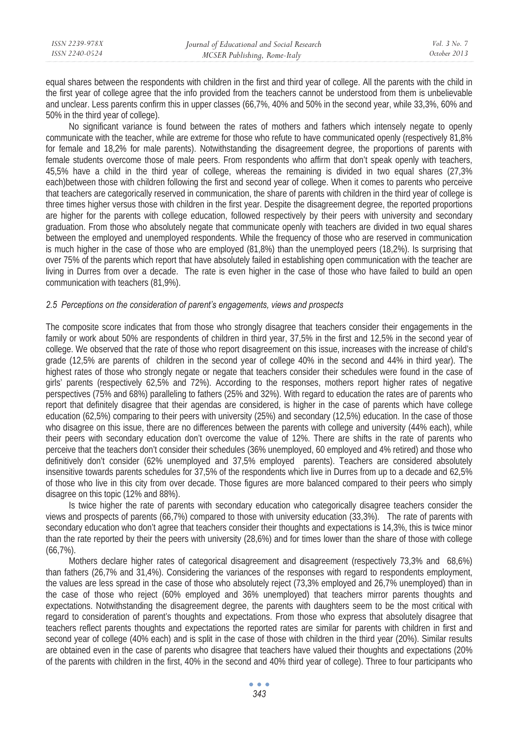equal shares between the respondents with children in the first and third year of college. All the parents with the child in the first year of college agree that the info provided from the teachers cannot be understood from them is unbelievable and unclear. Less parents confirm this in upper classes (66,7%, 40% and 50% in the second year, while 33,3%, 60% and 50% in the third year of college).

No significant variance is found between the rates of mothers and fathers which intensely negate to openly communicate with the teacher, while are extreme for those who refute to have communicated openly (respectively 81,8% for female and 18,2% for male parents). Notwithstanding the disagreement degree, the proportions of parents with female students overcome those of male peers. From respondents who affirm that don't speak openly with teachers, 45,5% have a child in the third year of college, whereas the remaining is divided in two equal shares (27,3% each)between those with children following the first and second year of college. When it comes to parents who perceive that teachers are categorically reserved in communication, the share of parents with children in the third year of college is three times higher versus those with children in the first year. Despite the disagreement degree, the reported proportions are higher for the parents with college education, followed respectively by their peers with university and secondary graduation. From those who absolutely negate that communicate openly with teachers are divided in two equal shares between the employed and unemployed respondents. While the frequency of those who are reserved in communication is much higher in the case of those who are employed (81,8%) than the unemployed peers (18,2%). Is surprising that over 75% of the parents which report that have absolutely failed in establishing open communication with the teacher are living in Durres from over a decade. The rate is even higher in the case of those who have failed to build an open communication with teachers (81,9%).

### *2.5 Perceptions on the consideration of parent's engagements, views and prospects*

The composite score indicates that from those who strongly disagree that teachers consider their engagements in the family or work about 50% are respondents of children in third year, 37,5% in the first and 12,5% in the second year of college. We observed that the rate of those who report disagreement on this issue, increases with the increase of child's grade (12,5% are parents of children in the second year of college 40% in the second and 44% in third year). The highest rates of those who strongly negate or negate that teachers consider their schedules were found in the case of girls' parents (respectively 62,5% and 72%). According to the responses, mothers report higher rates of negative perspectives (75% and 68%) paralleling to fathers (25% and 32%). With regard to education the rates are of parents who report that definitely disagree that their agendas are considered, is higher in the case of parents which have college education (62,5%) comparing to their peers with university (25%) and secondary (12,5%) education. In the case of those who disagree on this issue, there are no differences between the parents with college and university (44% each), while their peers with secondary education don't overcome the value of 12%. There are shifts in the rate of parents who perceive that the teachers don't consider their schedules (36% unemployed, 60 employed and 4% retired) and those who definitively don't consider (62% unemployed and 37,5% employed parents). Teachers are considered absolutely insensitive towards parents schedules for 37,5% of the respondents which live in Durres from up to a decade and 62,5% of those who live in this city from over decade. Those figures are more balanced compared to their peers who simply disagree on this topic (12% and 88%).

Is twice higher the rate of parents with secondary education who categorically disagree teachers consider the views and prospects of parents (66,7%) compared to those with university education (33,3%). The rate of parents with secondary education who don't agree that teachers consider their thoughts and expectations is 14,3%, this is twice minor than the rate reported by their the peers with university (28,6%) and for times lower than the share of those with college (66,7%).

Mothers declare higher rates of categorical disagreement and disagreement (respectively 73,3% and 68,6%) than fathers (26,7% and 31,4%). Considering the variances of the responses with regard to respondents employment, the values are less spread in the case of those who absolutely reject (73,3% employed and 26,7% unemployed) than in the case of those who reject (60% employed and 36% unemployed) that teachers mirror parents thoughts and expectations. Notwithstanding the disagreement degree, the parents with daughters seem to be the most critical with regard to consideration of parent's thoughts and expectations. From those who express that absolutely disagree that teachers reflect parents thoughts and expectations the reported rates are similar for parents with children in first and second year of college (40% each) and is split in the case of those with children in the third year (20%). Similar results are obtained even in the case of parents who disagree that teachers have valued their thoughts and expectations (20% of the parents with children in the first, 40% in the second and 40% third year of college). Three to four participants who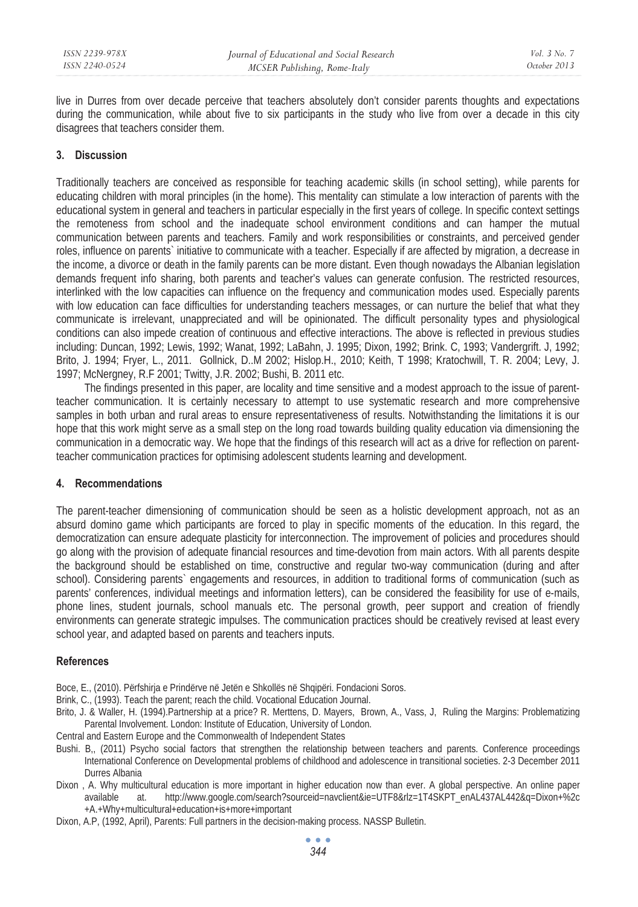live in Durres from over decade perceive that teachers absolutely don't consider parents thoughts and expectations during the communication, while about five to six participants in the study who live from over a decade in this city disagrees that teachers consider them.

## 3. Discussion

Traditionally teachers are conceived as responsible for teaching academic skills (in school setting), while parents for educating children with moral principles (in the home). This mentality can stimulate a low interaction of parents with the educational system in general and teachers in particular especially in the first years of college. In specific context settings the remoteness from school and the inadequate school environment conditions and can hamper the mutual communication between parents and teachers. Family and work responsibilities or constraints, and perceived gender roles, influence on parents` initiative to communicate with a teacher. Especially if are affected by migration, a decrease in the income, a divorce or death in the family parents can be more distant. Even though nowadays the Albanian legislation demands frequent info sharing, both parents and teacher's values can generate confusion. The restricted resources, interlinked with the low capacities can influence on the frequency and communication modes used. Especially parents with low education can face difficulties for understanding teachers messages, or can nurture the belief that what they communicate is irrelevant, unappreciated and will be opinionated. The difficult personality types and physiological conditions can also impede creation of continuous and effective interactions. The above is reflected in previous studies including: Duncan, 1992; Lewis, 1992; Wanat, 1992; LaBahn, J. 1995; Dixon, 1992; Brink. C, 1993; Vandergrift. J, 1992; Brito, J. 1994; Fryer, L., 2011. Gollnick, D..M 2002; Hislop.H., 2010; Keith, T 1998; Kratochwill, T. R. 2004; Levy, J. 1997; McNergney, R.F 2001; Twitty, J.R. 2002; Bushi, B. 2011 etc.

The findings presented in this paper, are locality and time sensitive and a modest approach to the issue of parent-teacher communication. It is certainly necessary to attempt to use systematic research and more comprehensive samples in both urban and rural areas to ensure representativeness of results. Notwithstanding the limitations it is our hope that this work might serve as a small step on the long road towards building quality education via dimensioning the communication in a democratic way. We hope that the findings of this research will act as a drive for reflection on parent-teacher communication practices for optimising adolescent students learning and development.

## 4. Recommendations

The parent-teacher dimensioning of communication should be seen as a holistic development approach, not as an absurd domino game which participants are forced to play in specific moments of the education. In this regard, the democratization can ensure adequate plasticity for interconnection. The improvement of policies and procedures should go along with the provision of adequate financial resources and time-devotion from main actors. With all parents despite the background should be established on time, constructive and regular two-way communication (during and after school). Considering parents` engagements and resources, in addition to traditional forms of communication (such as parents' conferences, individual meetings and information letters), can be considered the feasibility for use of e-mails, phone lines, student journals, school manuals etc. The personal growth, peer support and creation of friendly environments can generate strategic impulses. The communication practices should be creatively revised at least every school year, and adapted based on parents and teachers inputs.

## References

Boce, E., (2010). Përfshirja e Prindërve në Jetën e Shkollës në Shqipëri. Fondacioni Soros.

Brink, C., (1993). Teach the parent; reach the child. Vocational Education Journal.

Brito, J. & Waller, H. (1994).Partnership at a price? R. Merttens, D. Mayers, Brown, A., Vass, J, Ruling the Margins: Problematizing Parental Involvement. London: Institute of Education, University of London.

Central and Eastern Europe and the Commonwealth of Independent States

Bushi. B,, (2011) Psycho social factors that strengthen the relationship between teachers and parents. Conference proceedings International Conference on Developmental problems of childhood and adolescence in transitional societies. 2-3 December 2011 Durres Albania

Dixon , A. Why multicultural education is more important in higher education now than ever. A global perspective. An online paper available at. http://www.google.com/search?sourceid=navclient&ie=UTF8&rlz=1T4SKPT_enAL437AL442&q=Dixon+%2c+A.+Why+multicultural+education+is+more+important

Dixon, A.P, (1992, April), Parents: Full partners in the decision-making process. NASSP Bulletin.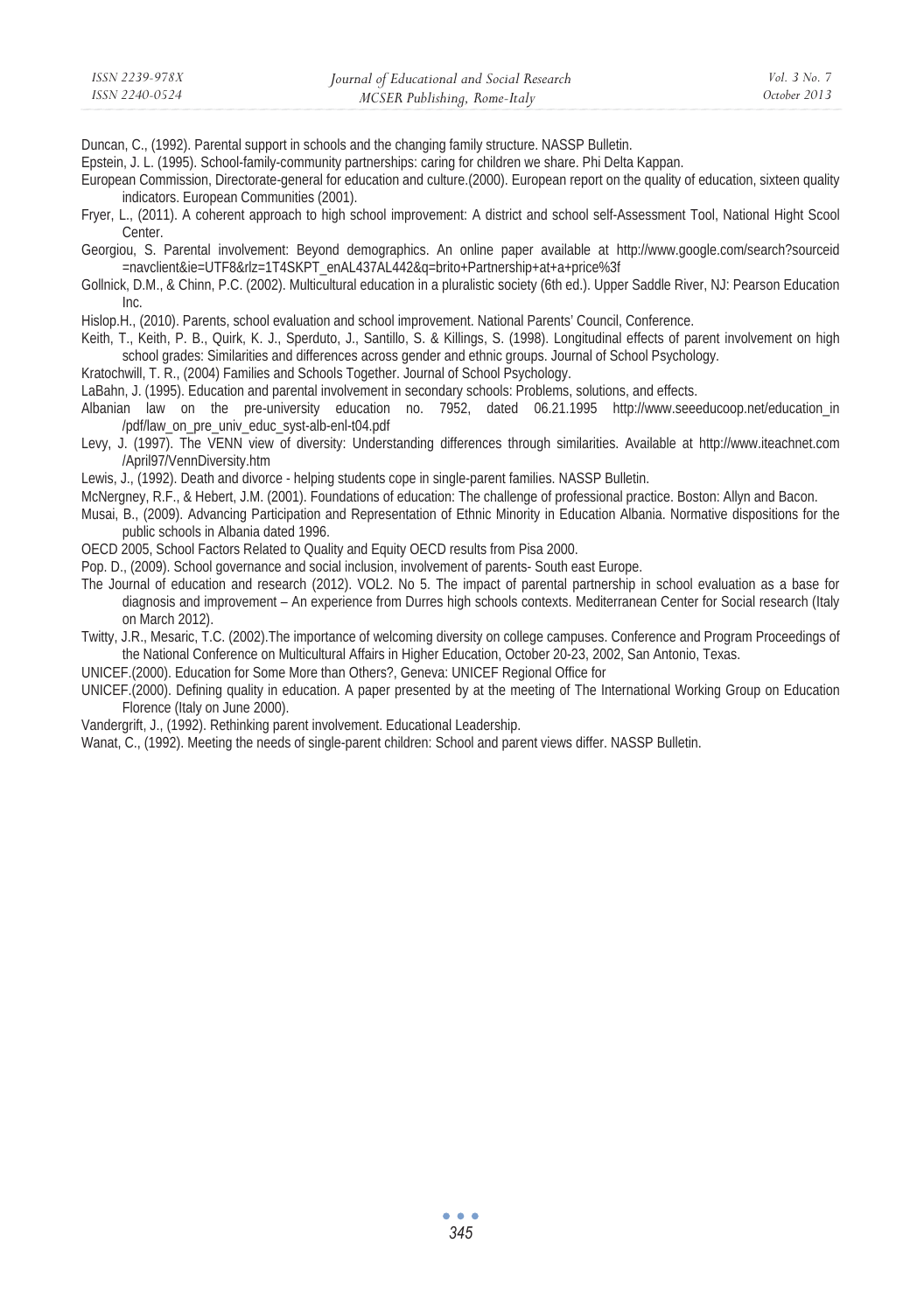Duncan, C., (1992). Parental support in schools and the changing family structure. NASSP Bulletin.

Epstein, J. L. (1995). School-family-community partnerships: caring for children we share. Phi Delta Kappan.

European Commission, Directorate-general for education and culture.(2000). European report on the quality of education, sixteen quality indicators. European Communities (2001).

Fryer, L., (2011). A coherent approach to high school improvement: A district and school self-Assessment Tool, National Hight Scool Center.

Georgiou, S. Parental involvement: Beyond demographics. An online paper available at http://www.google.com/search?sourceid =navclient&ie=UTF8&rlz=1T4SKPT_enAL437AL442&q=brito+Partnership+at+a+price%3f

Gollnick, D.M., & Chinn, P.C. (2002). Multicultural education in a pluralistic society (6th ed.). Upper Saddle River, NJ: Pearson Education Inc.

Hislop.H., (2010). Parents, school evaluation and school improvement. National Parents' Council, Conference.

Keith, T., Keith, P. B., Quirk, K. J., Sperduto, J., Santillo, S. & Killings, S. (1998). Longitudinal effects of parent involvement on high school grades: Similarities and differences across gender and ethnic groups. Journal of School Psychology.

Kratochwill, T. R., (2004) Families and Schools Together. Journal of School Psychology.

LaBahn, J. (1995). Education and parental involvement in secondary schools: Problems, solutions, and effects.

Albanian law on the pre-university education no. 7952, dated 06.21.1995 http://www.seeeducoop.net/education_in /pdf/law_on_pre_univ_educ_syst-alb-enl-t04.pdf

Levy, J. (1997). The VENN view of diversity: Understanding differences through similarities. Available at http://www.iteachnet.com /April97/VennDiversity.htm

Lewis, J., (1992). Death and divorce - helping students cope in single-parent families. NASSP Bulletin.

McNergney, R.F., & Hebert, J.M. (2001). Foundations of education: The challenge of professional practice. Boston: Allyn and Bacon.

Musai, B., (2009). Advancing Participation and Representation of Ethnic Minority in Education Albania. Normative dispositions for the public schools in Albania dated 1996.

OECD 2005, School Factors Related to Quality and Equity OECD results from Pisa 2000.

Pop. D., (2009). School governance and social inclusion, involvement of parents- South east Europe.

The Journal of education and research (2012). VOL2. No 5. The impact of parental partnership in school evaluation as a base for diagnosis and improvement – An experience from Durres high schools contexts. Mediterranean Center for Social research (Italy on March 2012).

Twitty, J.R., Mesaric, T.C. (2002).The importance of welcoming diversity on college campuses. Conference and Program Proceedings of the National Conference on Multicultural Affairs in Higher Education, October 20-23, 2002, San Antonio, Texas.

UNICEF.(2000). Education for Some More than Others?, Geneva: UNICEF Regional Office for

UNICEF.(2000). Defining quality in education. A paper presented by at the meeting of The International Working Group on Education Florence (Italy on June 2000).

Vandergrift, J., (1992). Rethinking parent involvement. Educational Leadership.

Wanat, C., (1992). Meeting the needs of single-parent children: School and parent views differ. NASSP Bulletin.